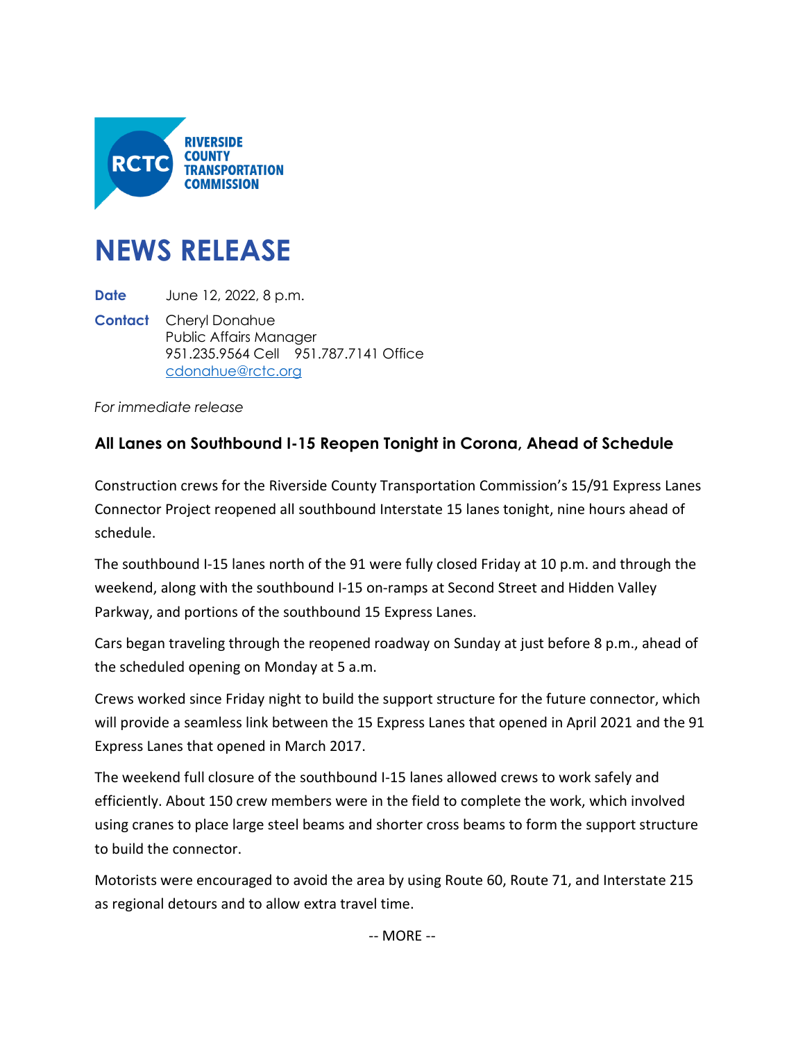RIVERSIDE COUNTY TRANSPORTATION COMMISSION

# NEWS RELEASE

**Date** June 12, 2022, 8 p.m.

**Contact** Cheryl Donahue
Public Affairs Manager
951.235.9564 Cell 951.787.7141 Office
cdonahue@rctc.org

*For immediate release*

### All Lanes on Southbound I-15 Reopen Tonight in Corona, Ahead of Schedule

Construction crews for the Riverside County Transportation Commission's 15/91 Express Lanes Connector Project reopened all southbound Interstate 15 lanes tonight, nine hours ahead of schedule.

The southbound I-15 lanes north of the 91 were fully closed Friday at 10 p.m. and through the weekend, along with the southbound I-15 on-ramps at Second Street and Hidden Valley Parkway, and portions of the southbound 15 Express Lanes.

Cars began traveling through the reopened roadway on Sunday at just before 8 p.m., ahead of the scheduled opening on Monday at 5 a.m.

Crews worked since Friday night to build the support structure for the future connector, which will provide a seamless link between the 15 Express Lanes that opened in April 2021 and the 91 Express Lanes that opened in March 2017.

The weekend full closure of the southbound I-15 lanes allowed crews to work safely and efficiently. About 150 crew members were in the field to complete the work, which involved using cranes to place large steel beams and shorter cross beams to form the support structure to build the connector.

Motorists were encouraged to avoid the area by using Route 60, Route 71, and Interstate 215 as regional detours and to allow extra travel time.

-- MORE --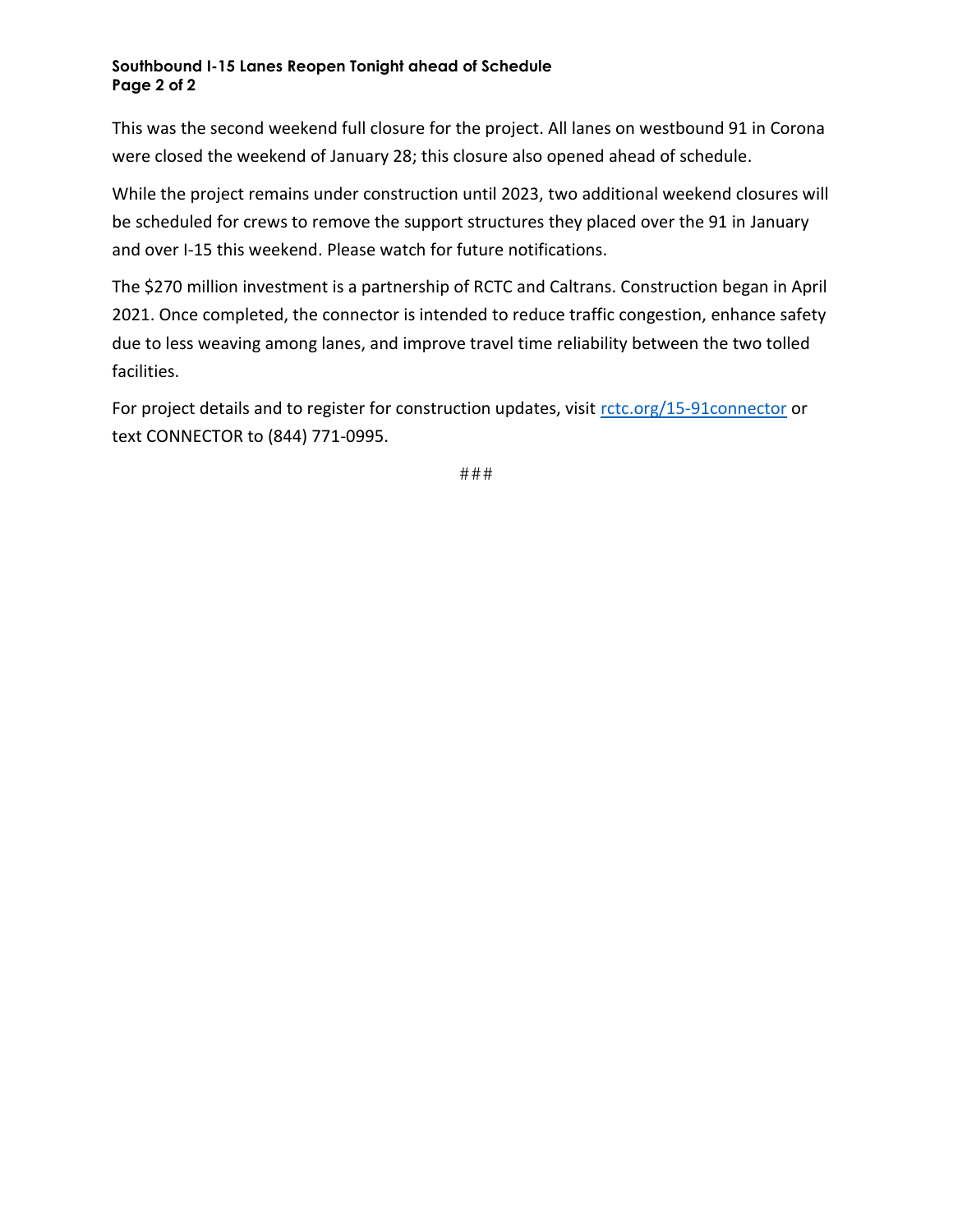This was the second weekend full closure for the project. All lanes on westbound 91 in Corona were closed the weekend of January 28; this closure also opened ahead of schedule.

While the project remains under construction until 2023, two additional weekend closures will be scheduled for crews to remove the support structures they placed over the 91 in January and over I-15 this weekend. Please watch for future notifications.

The $270 million investment is a partnership of RCTC and Caltrans. Construction began in April 2021. Once completed, the connector is intended to reduce traffic congestion, enhance safety due to less weaving among lanes, and improve travel time reliability between the two tolled facilities.

For project details and to register for construction updates, visit [rctc.org/15-91connector](rctc.org/15-91connector) or text CONNECTOR to (844) 771-0995.

###